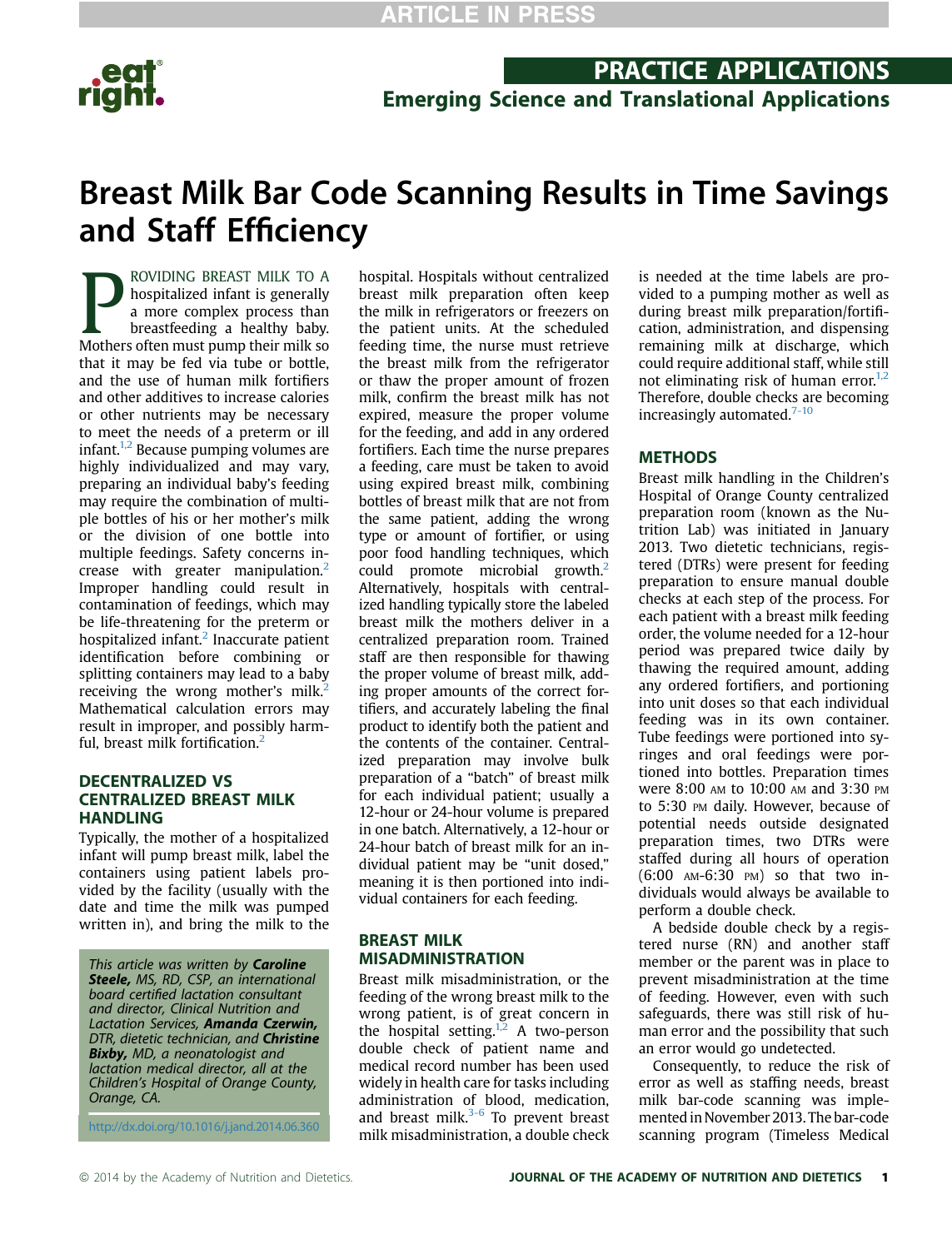ARTICLE IN PRESS

## PRACTICE APPLICATIONS
### Emerging Science and Translational Applications

# Breast Milk Bar Code Scanning Results in Time Savings and Staff Efficiency

PROVIDING BREAST MILK TO A hospitalized infant is generally a more complex process than breastfeeding a healthy baby. Mothers often must pump their milk so that it may be fed via tube or bottle, and the use of human milk fortifiers and other additives to increase calories or other nutrients may be necessary to meet the needs of a preterm or ill infant.[1,2] Because pumping volumes are highly individualized and may vary, preparing an individual baby's feeding may require the combination of multiple bottles of his or her mother's milk or the division of one bottle into multiple feedings. Safety concerns increase with greater manipulation.[2] Improper handling could result in contamination of feedings, which may be life-threatening for the preterm or hospitalized infant.[2] Inaccurate patient identification before combining or splitting containers may lead to a baby receiving the wrong mother's milk.[2] Mathematical calculation errors may result in improper, and possibly harmful, breast milk fortification.[2]

## DECENTRALIZED VS CENTRALIZED BREAST MILK HANDLING

Typically, the mother of a hospitalized infant will pump breast milk, label the containers using patient labels provided by the facility (usually with the date and time the milk was pumped written in), and bring the milk to the hospital. Hospitals without centralized breast milk preparation often keep the milk in refrigerators or freezers on the patient units. At the scheduled feeding time, the nurse must retrieve the breast milk from the refrigerator or thaw the proper amount of frozen milk, confirm the breast milk has not expired, measure the proper volume for the feeding, and add in any ordered fortifiers. Each time the nurse prepares a feeding, care must be taken to avoid using expired breast milk, combining bottles of breast milk that are not from the same patient, adding the wrong type or amount of fortifier, or using poor food handling techniques, which could promote microbial growth.[2] Alternatively, hospitals with centralized handling typically store the labeled breast milk the mothers deliver in a centralized preparation room. Trained staff are then responsible for thawing the proper volume of breast milk, adding proper amounts of the correct fortifiers, and accurately labeling the final product to identify both the patient and the contents of the container. Centralized preparation may involve bulk preparation of a "batch" of breast milk for each individual patient; usually a 12-hour or 24-hour volume is prepared in one batch. Alternatively, a 12-hour or 24-hour batch of breast milk for an individual patient may be "unit dosed," meaning it is then portioned into individual containers for each feeding.

*This article was written by **Caroline Steele,** MS, RD, CSP, an international board certified lactation consultant and director, Clinical Nutrition and Lactation Services, **Amanda Czerwin,** DTR, dietetic technician, and **Christine Bixby,** MD, a neonatologist and lactation medical director, all at the Children's Hospital of Orange County, Orange, CA.*

http://dx.doi.org/10.1016/j.jand.2014.06.360

## BREAST MILK MISADMINISTRATION

Breast milk misadministration, or the feeding of the wrong breast milk to the wrong patient, is of great concern in the hospital setting.[1,2] A two-person double check of patient name and medical record number has been used widely in health care for tasks including administration of blood, medication, and breast milk.[3-6] To prevent breast milk misadministration, a double check is needed at the time labels are provided to a pumping mother as well as during breast milk preparation/fortification, administration, and dispensing remaining milk at discharge, which could require additional staff, while still not eliminating risk of human error.[1,2] Therefore, double checks are becoming increasingly automated.[7-10]

## METHODS

Breast milk handling in the Children's Hospital of Orange County centralized preparation room (known as the Nutrition Lab) was initiated in January 2013. Two dietetic technicians, registered (DTRs) were present for feeding preparation to ensure manual double checks at each step of the process. For each patient with a breast milk feeding order, the volume needed for a 12-hour period was prepared twice daily by thawing the required amount, adding any ordered fortifiers, and portioning into unit doses so that each individual feeding was in its own container. Tube feedings were portioned into syringes and oral feedings were portioned into bottles. Preparation times were 8:00 AM to 10:00 AM and 3:30 PM to 5:30 PM daily. However, because of potential needs outside designated preparation times, two DTRs were staffed during all hours of operation (6:00 AM-6:30 PM) so that two individuals would always be available to perform a double check.

A bedside double check by a registered nurse (RN) and another staff member or the parent was in place to prevent misadministration at the time of feeding. However, even with such safeguards, there was still risk of human error and the possibility that such an error would go undetected.

Consequently, to reduce the risk of error as well as staffing needs, breast milk bar-code scanning was implemented in November 2013. The bar-code scanning program (Timeless Medical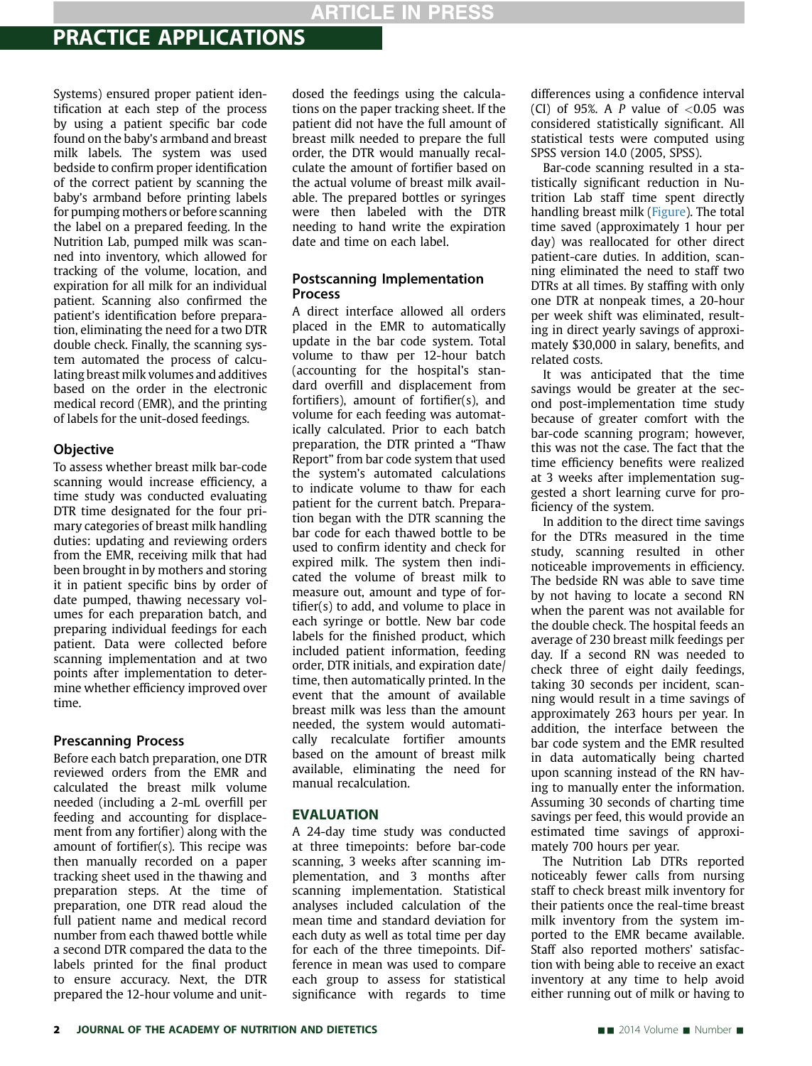Systems) ensured proper patient identification at each step of the process by using a patient specific bar code found on the baby's armband and breast milk labels. The system was used bedside to confirm proper identification of the correct patient by scanning the baby's armband before printing labels for pumping mothers or before scanning the label on a prepared feeding. In the Nutrition Lab, pumped milk was scanned into inventory, which allowed for tracking of the volume, location, and expiration for all milk for an individual patient. Scanning also confirmed the patient's identification before preparation, eliminating the need for a two DTR double check. Finally, the scanning system automated the process of calculating breast milk volumes and additives based on the order in the electronic medical record (EMR), and the printing of labels for the unit-dosed feedings.

## Objective

To assess whether breast milk bar-code scanning would increase efficiency, a time study was conducted evaluating DTR time designated for the four primary categories of breast milk handling duties: updating and reviewing orders from the EMR, receiving milk that had been brought in by mothers and storing it in patient specific bins by order of date pumped, thawing necessary volumes for each preparation batch, and preparing individual feedings for each patient. Data were collected before scanning implementation and at two points after implementation to determine whether efficiency improved over time.

## Prescanning Process

Before each batch preparation, one DTR reviewed orders from the EMR and calculated the breast milk volume needed (including a 2-mL overfill per feeding and accounting for displacement from any fortifier) along with the amount of fortifier(s). This recipe was then manually recorded on a paper tracking sheet used in the thawing and preparation steps. At the time of preparation, one DTR read aloud the full patient name and medical record number from each thawed bottle while a second DTR compared the data to the labels printed for the final product to ensure accuracy. Next, the DTR prepared the 12-hour volume and unit-dosed the feedings using the calculations on the paper tracking sheet. If the patient did not have the full amount of breast milk needed to prepare the full order, the DTR would manually recalculate the amount of fortifier based on the actual volume of breast milk available. The prepared bottles or syringes were then labeled with the DTR needing to hand write the expiration date and time on each label.

## Postscanning Implementation Process

A direct interface allowed all orders placed in the EMR to automatically update in the bar code system. Total volume to thaw per 12-hour batch (accounting for the hospital's standard overfill and displacement from fortifiers), amount of fortifier(s), and volume for each feeding was automatically calculated. Prior to each batch preparation, the DTR printed a "Thaw Report" from bar code system that used the system's automated calculations to indicate volume to thaw for each patient for the current batch. Preparation began with the DTR scanning the bar code for each thawed bottle to be used to confirm identity and check for expired milk. The system then indicated the volume of breast milk to measure out, amount and type of fortifier(s) to add, and volume to place in each syringe or bottle. New bar code labels for the finished product, which included patient information, feeding order, DTR initials, and expiration date/time, then automatically printed. In the event that the amount of available breast milk was less than the amount needed, the system would automatically recalculate fortifier amounts based on the amount of breast milk available, eliminating the need for manual recalculation.

## EVALUATION

A 24-day time study was conducted at three timepoints: before bar-code scanning, 3 weeks after scanning implementation, and 3 months after scanning implementation. Statistical analyses included calculation of the mean time and standard deviation for each duty as well as total time per day for each of the three timepoints. Difference in mean was used to compare each group to assess for statistical significance with regards to time differences using a confidence interval (CI) of 95%. A *P* value of $<0.05$ was considered statistically significant. All statistical tests were computed using SPSS version 14.0 (2005, SPSS).

Bar-code scanning resulted in a statistically significant reduction in Nutrition Lab staff time spent directly handling breast milk (Figure). The total time saved (approximately 1 hour per day) was reallocated for other direct patient-care duties. In addition, scanning eliminated the need to staff two DTRs at all times. By staffing with only one DTR at nonpeak times, a 20-hour per week shift was eliminated, resulting in direct yearly savings of approximately $30,000 in salary, benefits, and related costs.

It was anticipated that the time savings would be greater at the second post-implementation time study because of greater comfort with the bar-code scanning program; however, this was not the case. The fact that the time efficiency benefits were realized at 3 weeks after implementation suggested a short learning curve for proficiency of the system.

In addition to the direct time savings for the DTRs measured in the time study, scanning resulted in other noticeable improvements in efficiency. The bedside RN was able to save time by not having to locate a second RN when the parent was not available for the double check. The hospital feeds an average of 230 breast milk feedings per day. If a second RN was needed to check three of eight daily feedings, taking 30 seconds per incident, scanning would result in a time savings of approximately 263 hours per year. In addition, the interface between the bar code system and the EMR resulted in data automatically being charted upon scanning instead of the RN having to manually enter the information. Assuming 30 seconds of charting time savings per feed, this would provide an estimated time savings of approximately 700 hours per year.

The Nutrition Lab DTRs reported noticeably fewer calls from nursing staff to check breast milk inventory for their patients once the real-time breast milk inventory from the system imported to the EMR became available. Staff also reported mothers' satisfaction with being able to receive an exact inventory at any time to help avoid either running out of milk or having to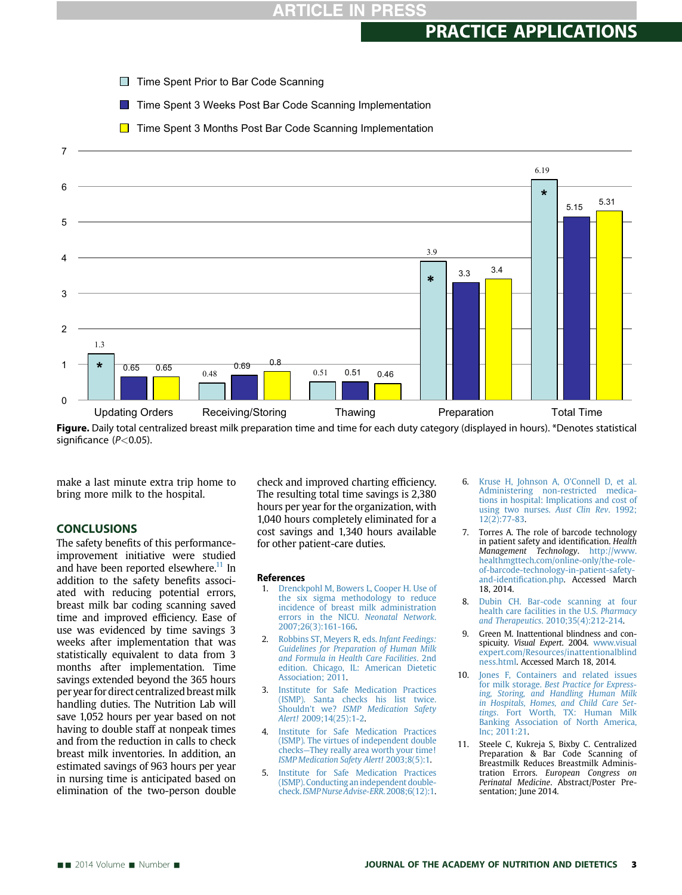| | Time Spent Prior to Bar Code Scanning | Time Spent 3 Weeks Post Bar Code Scanning Implementation | Time Spent 3 Months Post Bar Code Scanning Implementation |
|---|---|---|---|
| Updating Orders | 1.3* | 0.65 | 0.65 |
| Receiving/Storing | 0.48 | 0.69 | 0.8 |
| Thawing | 0.51 | 0.51 | 0.46 |
| Preparation | 3.9* | 3.3 | 3.4 |
| Total Time | 6.19* | 5.15 | 5.31 |

**Figure.** Daily total centralized breast milk preparation time and time for each duty category (displayed in hours). *Denotes statistical significance ($P<0.05$).

make a last minute extra trip home to bring more milk to the hospital.

## CONCLUSIONS

The safety benefits of this performance-improvement initiative were studied and have been reported elsewhere.[11] In addition to the safety benefits associated with reducing potential errors, breast milk bar coding scanning saved time and improved efficiency. Ease of use was evidenced by time savings 3 weeks after implementation that was statistically equivalent to data from 3 months after implementation. Time savings extended beyond the 365 hours per year for direct centralized breast milk handling duties. The Nutrition Lab will save 1,052 hours per year based on not having to double staff at nonpeak times and from the reduction in calls to check breast milk inventories. In addition, an estimated savings of 963 hours per year in nursing time is anticipated based on elimination of the two-person double check and improved charting efficiency. The resulting total time savings is 2,380 hours per year for the organization, with 1,040 hours completely eliminated for a cost savings and 1,340 hours available for other patient-care duties.

### References

1. Drenckpohl M, Bowers L, Cooper H. Use of the six sigma methodology to reduce incidence of breast milk administration errors in the NICU. *Neonatal Network*. 2007;26(3):161-166.
2. Robbins ST, Meyers R, eds. *Infant Feedings: Guidelines for Preparation of Human Milk and Formula in Health Care Facilities*. 2nd edition. Chicago, IL: American Dietetic Association; 2011.
3. Institute for Safe Medication Practices (ISMP). Santa checks his list twice. Shouldn't we? *ISMP Medication Safety Alert!* 2009;14(25):1-2.
4. Institute for Safe Medication Practices (ISMP). The virtues of independent double checks—They really area worth your time! *ISMP Medication Safety Alert!* 2003;8(5):1.
5. Institute for Safe Medication Practices (ISMP). Conducting an independent double-check. *ISMP Nurse Advise-ERR*. 2008;6(12):1.
6. Kruse H, Johnson A, O'Connell D, et al. Administering non-restricted medications in hospital: Implications and cost of using two nurses. *Aust Clin Rev*. 1992;12(2):77-83.
7. Torres A. The role of barcode technology in patient safety and identification. *Health Management Technology*. http://www.healthmgttech.com/online-only/the-role-of-barcode-technology-in-patient-safety-and-identification.php. Accessed March 18, 2014.
8. Dubin CH. Bar-code scanning at four health care facilities in the U.S. *Pharmacy and Therapeutics*. 2010;35(4):212-214.
9. Green M. Inattentional blindness and conspicuity. *Visual Expert*. 2004. www.visualexpert.com/Resources/inattentionalblindness.html. Accessed March 18, 2014.
10. Jones F, Containers and related issues for milk storage. *Best Practice for Expressing, Storing, and Handling Human Milk in Hospitals, Homes, and Child Care Settings*. Fort Worth, TX: Human Milk Banking Association of North America, Inc; 2011:21.
11. Steele C, Kukreja S, Bixby C. Centralized Preparation & Bar Code Scanning of Breastmilk Reduces Breastmilk Administration Errors. *European Congress on Perinatal Medicine*. Abstract/Poster Presentation; June 2014.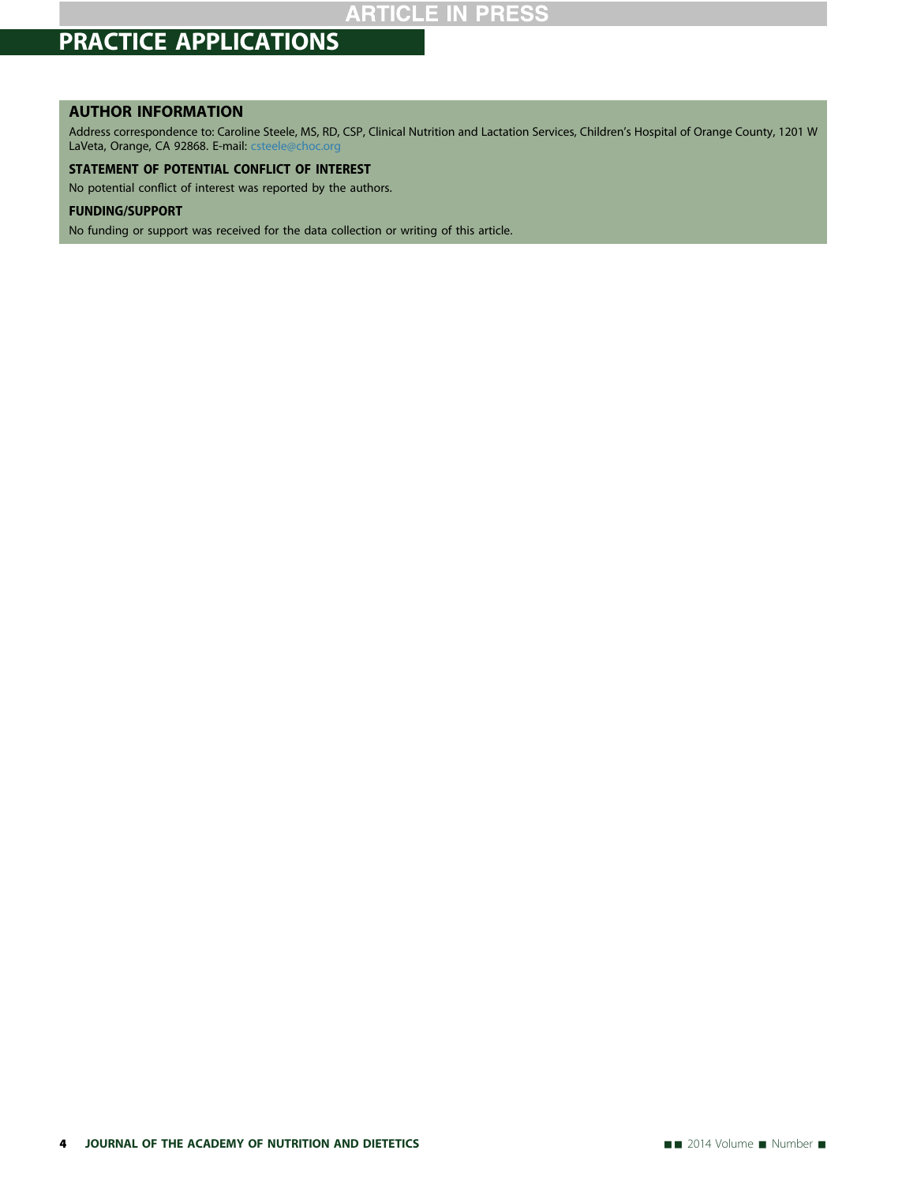## AUTHOR INFORMATION

Address correspondence to: Caroline Steele, MS, RD, CSP, Clinical Nutrition and Lactation Services, Children's Hospital of Orange County, 1201 W LaVeta, Orange, CA 92868. E-mail: csteele@choc.org

### STATEMENT OF POTENTIAL CONFLICT OF INTEREST

No potential conflict of interest was reported by the authors.

### FUNDING/SUPPORT

No funding or support was received for the data collection or writing of this article.